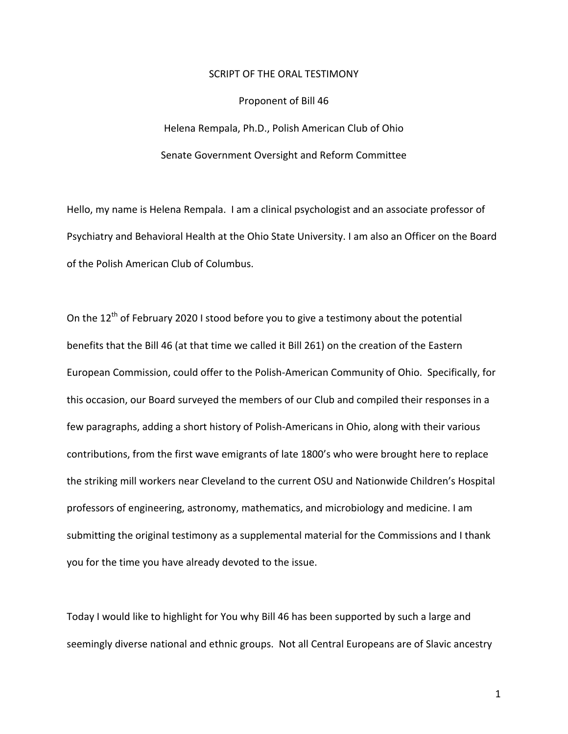SCRIPT OF THE ORAL TESTIMONY

Proponent of Bill 46

Helena Rempala, Ph.D., Polish American Club of Ohio

Senate Government Oversight and Reform Committee

Hello, my name is Helena Rempala. I am a clinical psychologist and an associate professor of Psychiatry and Behavioral Health at the Ohio State University. I am also an Officer on the Board of the Polish American Club of Columbus.

On the 12th of February 2020 I stood before you to give a testimony about the potential benefits that the Bill 46 (at that time we called it Bill 261) on the creation of the Eastern European Commission, could offer to the Polish-American Community of Ohio. Specifically, for this occasion, our Board surveyed the members of our Club and compiled their responses in a few paragraphs, adding a short history of Polish-Americans in Ohio, along with their various contributions, from the first wave emigrants of late 1800's who were brought here to replace the striking mill workers near Cleveland to the current OSU and Nationwide Children's Hospital professors of engineering, astronomy, mathematics, and microbiology and medicine. I am submitting the original testimony as a supplemental material for the Commissions and I thank you for the time you have already devoted to the issue.

Today I would like to highlight for You why Bill 46 has been supported by such a large and seemingly diverse national and ethnic groups. Not all Central Europeans are of Slavic ancestry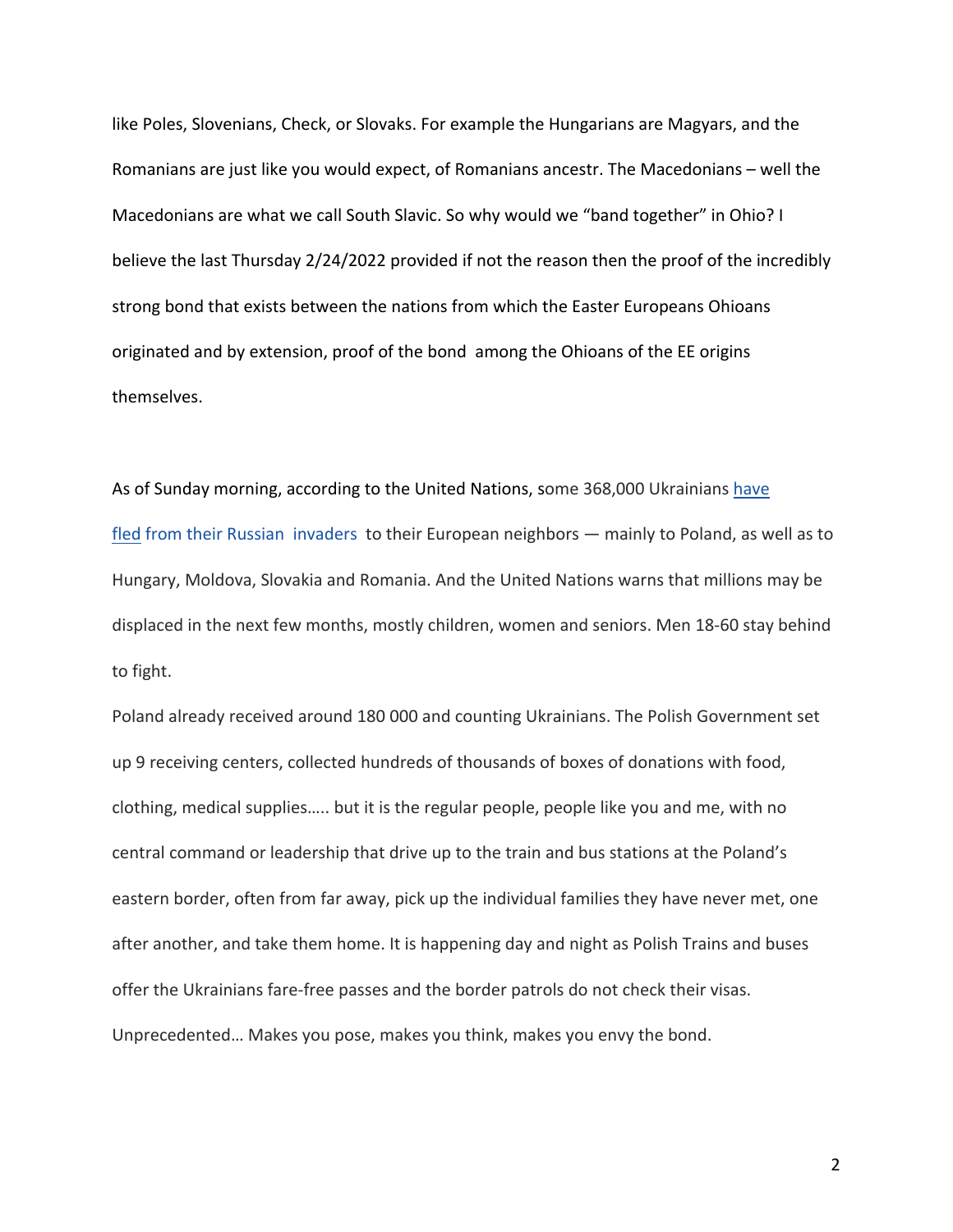like Poles, Slovenians, Check, or Slovaks. For example the Hungarians are Magyars, and the Romanians are just like you would expect, of Romanians ancestr. The Macedonians – well the Macedonians are what we call South Slavic. So why would we "band together" in Ohio? I believe the last Thursday 2/24/2022 provided if not the reason then the proof of the incredibly strong bond that exists between the nations from which the Easter Europeans Ohioans originated and by extension, proof of the bond among the Ohioans of the EE origins themselves.

As of Sunday morning, according to the United Nations, some 368,000 Ukrainians have fled from their Russian invaders to their European neighbors — mainly to Poland, as well as to Hungary, Moldova, Slovakia and Romania. And the United Nations warns that millions may be displaced in the next few months, mostly children, women and seniors. Men 18-60 stay behind to fight.

Poland already received around 180 000 and counting Ukrainians. The Polish Government set up 9 receiving centers, collected hundreds of thousands of boxes of donations with food, clothing, medical supplies….. but it is the regular people, people like you and me, with no central command or leadership that drive up to the train and bus stations at the Poland's eastern border, often from far away, pick up the individual families they have never met, one after another, and take them home. It is happening day and night as Polish Trains and buses offer the Ukrainians fare-free passes and the border patrols do not check their visas. Unprecedented… Makes you pose, makes you think, makes you envy the bond.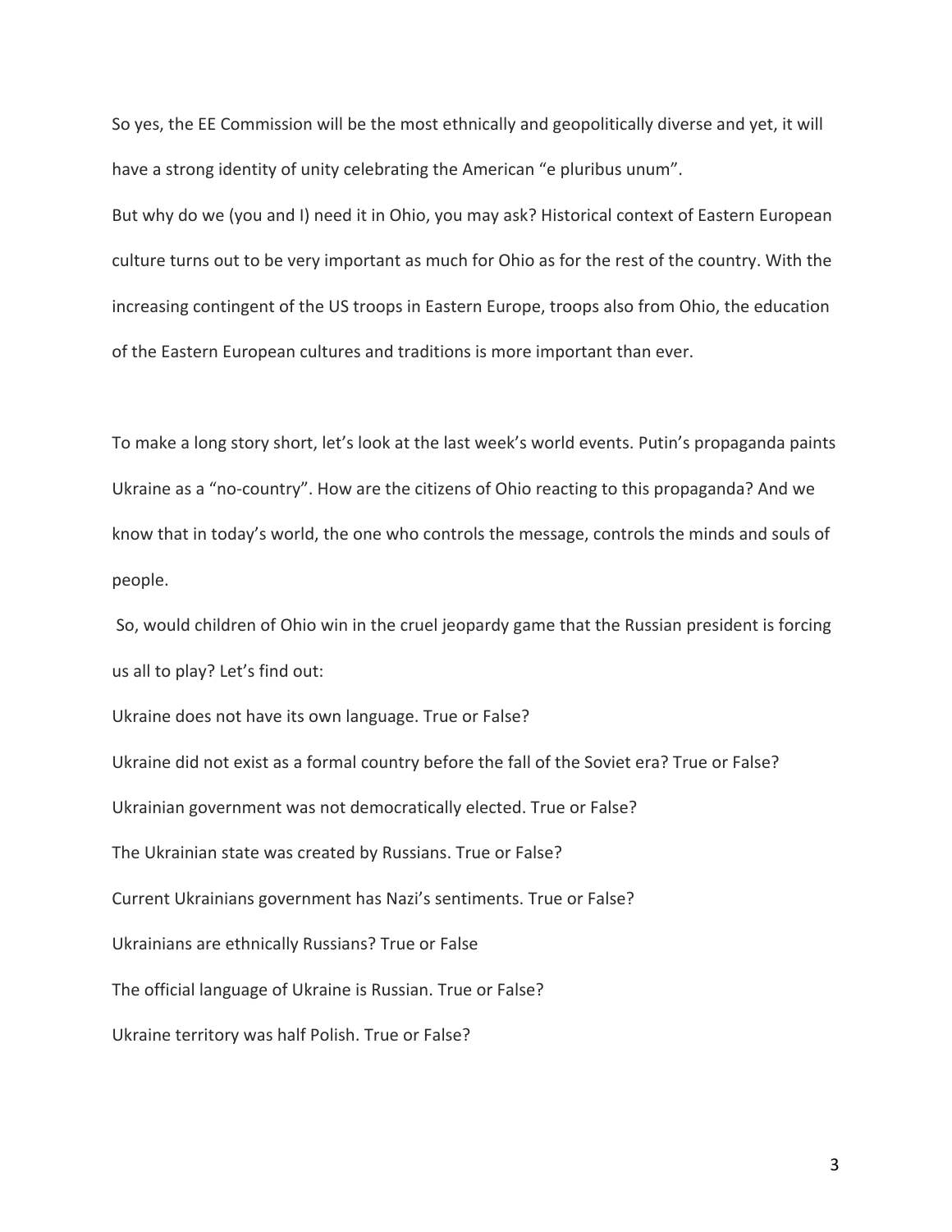So yes, the EE Commission will be the most ethnically and geopolitically diverse and yet, it will have a strong identity of unity celebrating the American "e pluribus unum".

But why do we (you and I) need it in Ohio, you may ask? Historical context of Eastern European culture turns out to be very important as much for Ohio as for the rest of the country. With the increasing contingent of the US troops in Eastern Europe, troops also from Ohio, the education of the Eastern European cultures and traditions is more important than ever.

To make a long story short, let's look at the last week's world events. Putin's propaganda paints Ukraine as a "no-country". How are the citizens of Ohio reacting to this propaganda? And we know that in today's world, the one who controls the message, controls the minds and souls of people.

So, would children of Ohio win in the cruel jeopardy game that the Russian president is forcing us all to play? Let's find out:

Ukraine does not have its own language. True or False?

Ukraine did not exist as a formal country before the fall of the Soviet era? True or False?

Ukrainian government was not democratically elected. True or False?

The Ukrainian state was created by Russians. True or False?

Current Ukrainians government has Nazi's sentiments. True or False?

Ukrainians are ethnically Russians? True or False

The official language of Ukraine is Russian. True or False?

Ukraine territory was half Polish. True or False?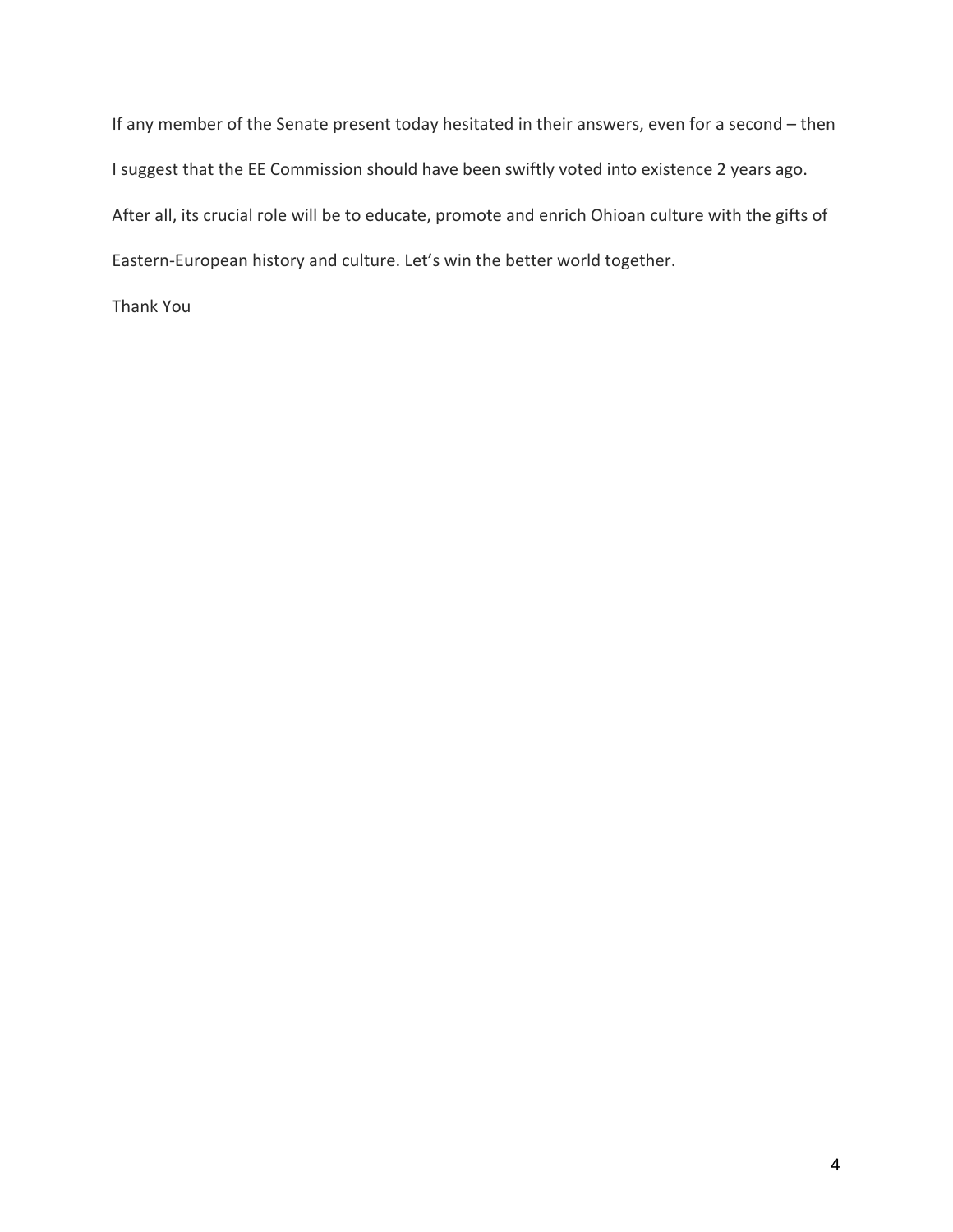If any member of the Senate present today hesitated in their answers, even for a second – then I suggest that the EE Commission should have been swiftly voted into existence 2 years ago. After all, its crucial role will be to educate, promote and enrich Ohioan culture with the gifts of Eastern-European history and culture. Let's win the better world together.

Thank You